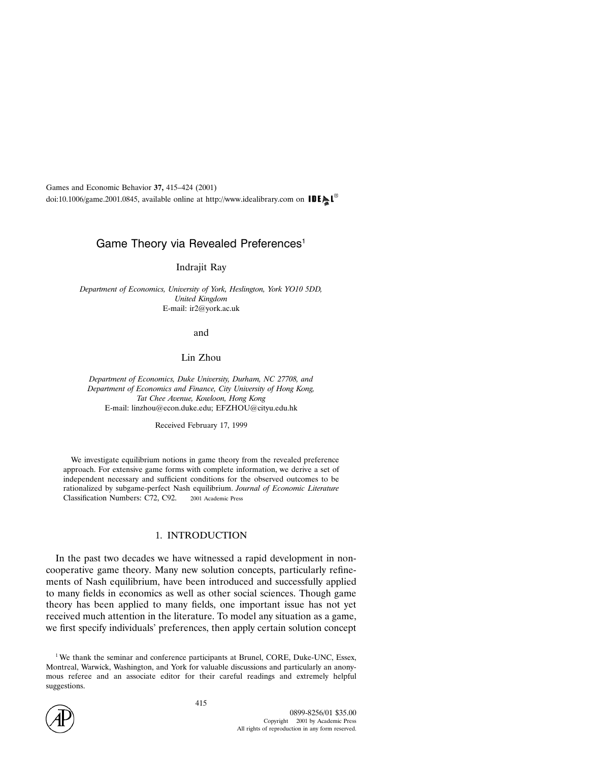Games and Economic Behavior **37,** 415–424 (2001)
doi:10.1006/game.2001.0845, available online at http://www.idealibrary.com on IDEAL

# Game Theory via Revealed Preferences[1]

Indrajit Ray

*Department of Economics, University of York, Heslington, York YO10 5DD, United Kingdom*
E-mail: ir2@york.ac.uk

and

Lin Zhou

*Department of Economics, Duke University, Durham, NC 27708, and Department of Economics and Finance, City University of Hong Kong, Tat Chee Avenue, Kowloon, Hong Kong*
E-mail: linzhou@econ.duke.edu; EFZHOU@cityu.edu.hk

Received February 17, 1999

We investigate equilibrium notions in game theory from the revealed preference approach. For extensive game forms with complete information, we derive a set of independent necessary and sufficient conditions for the observed outcomes to be rationalized by subgame-perfect Nash equilibrium. *Journal of Economic Literature* Classification Numbers: C72, C92. © 2001 Academic Press

## 1. INTRODUCTION

In the past two decades we have witnessed a rapid development in non-cooperative game theory. Many new solution concepts, particularly refinements of Nash equilibrium, have been introduced and successfully applied to many fields in economics as well as other social sciences. Though game theory has been applied to many fields, one important issue has not yet received much attention in the literature. To model any situation as a game, we first specify individuals' preferences, then apply certain solution concept

[1] We thank the seminar and conference participants at Brunel, CORE, Duke-UNC, Essex, Montreal, Warwick, Washington, and York for valuable discussions and particularly an anonymous referee and an associate editor for their careful readings and extremely helpful suggestions.

0899-8256/01 $35.00
Copyright © 2001 by Academic Press
All rights of reproduction in any form reserved.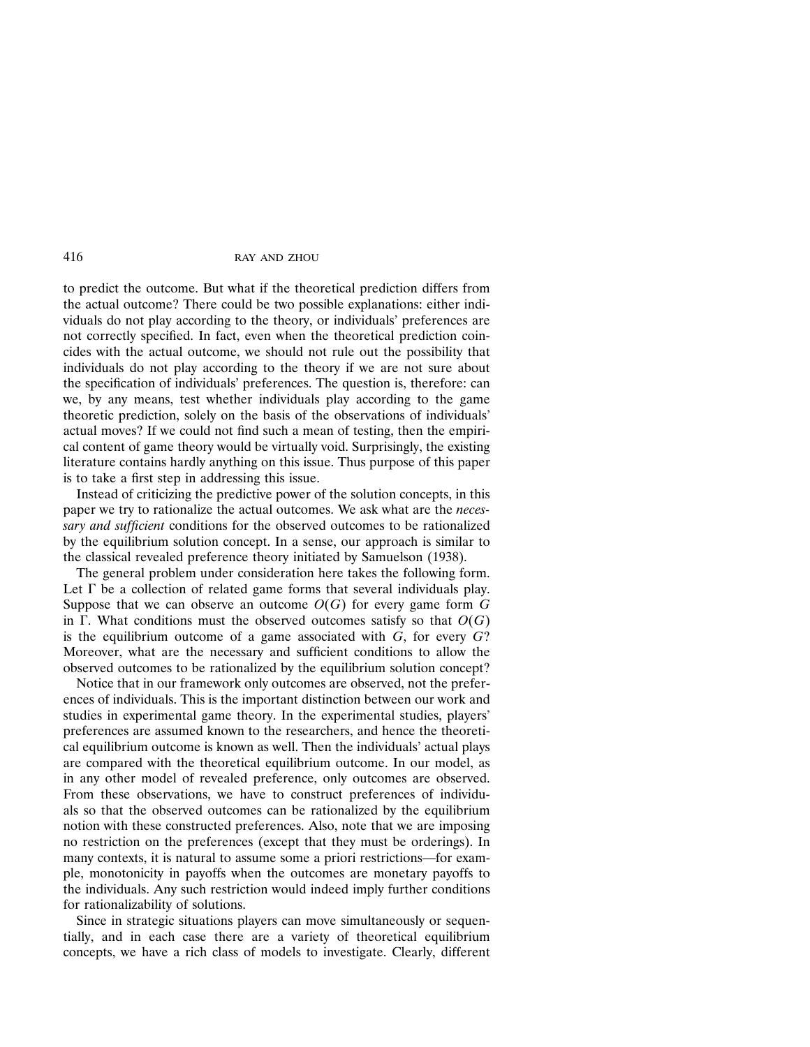to predict the outcome. But what if the theoretical prediction differs from the actual outcome? There could be two possible explanations: either individuals do not play according to the theory, or individuals' preferences are not correctly specified. In fact, even when the theoretical prediction coincides with the actual outcome, we should not rule out the possibility that individuals do not play according to the theory if we are not sure about the specification of individuals' preferences. The question is, therefore: can we, by any means, test whether individuals play according to the game theoretic prediction, solely on the basis of the observations of individuals' actual moves? If we could not find such a mean of testing, then the empirical content of game theory would be virtually void. Surprisingly, the existing literature contains hardly anything on this issue. Thus purpose of this paper is to take a first step in addressing this issue.

Instead of criticizing the predictive power of the solution concepts, in this paper we try to rationalize the actual outcomes. We ask what are the *necessary and sufficient* conditions for the observed outcomes to be rationalized by the equilibrium solution concept. In a sense, our approach is similar to the classical revealed preference theory initiated by Samuelson (1938).

The general problem under consideration here takes the following form. Let $\Gamma$ be a collection of related game forms that several individuals play. Suppose that we can observe an outcome $O(G)$ for every game form $G$ in $\Gamma$. What conditions must the observed outcomes satisfy so that $O(G)$ is the equilibrium outcome of a game associated with $G$, for every $G$? Moreover, what are the necessary and sufficient conditions to allow the observed outcomes to be rationalized by the equilibrium solution concept?

Notice that in our framework only outcomes are observed, not the preferences of individuals. This is the important distinction between our work and studies in experimental game theory. In the experimental studies, players' preferences are assumed known to the researchers, and hence the theoretical equilibrium outcome is known as well. Then the individuals' actual plays are compared with the theoretical equilibrium outcome. In our model, as in any other model of revealed preference, only outcomes are observed. From these observations, we have to construct preferences of individuals so that the observed outcomes can be rationalized by the equilibrium notion with these constructed preferences. Also, note that we are imposing no restriction on the preferences (except that they must be orderings). In many contexts, it is natural to assume some a priori restrictions—for example, monotonicity in payoffs when the outcomes are monetary payoffs to the individuals. Any such restriction would indeed imply further conditions for rationalizability of solutions.

Since in strategic situations players can move simultaneously or sequentially, and in each case there are a variety of theoretical equilibrium concepts, we have a rich class of models to investigate. Clearly, different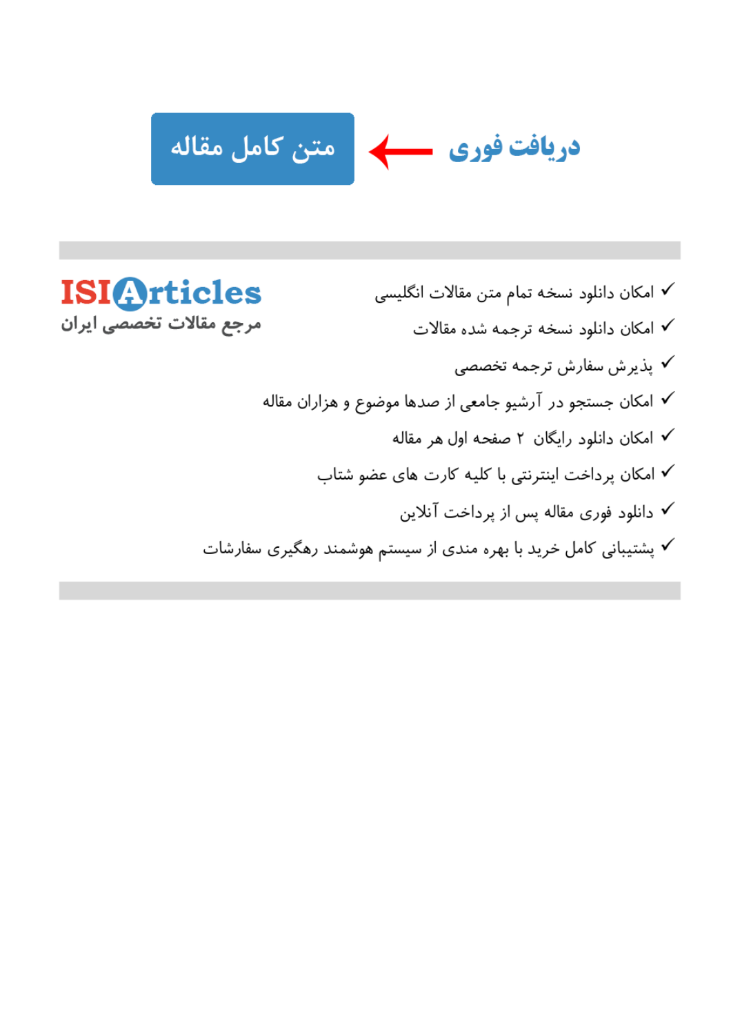دریافت فوری ← **متن کامل مقاله**

**ISIArticles**
مرجع مقالات تخصصی ایران

- ✓ امکان دانلود نسخه تمام متن مقالات انگلیسی
- ✓ امکان دانلود نسخه ترجمه شده مقالات
- ✓ پذیرش سفارش ترجمه تخصصی
- ✓ امکان جستجو در آرشیو جامعی از صدها موضوع و هزاران مقاله
- ✓ امکان دانلود رایگان ۲ صفحه اول هر مقاله
- ✓ امکان پرداخت اینترنتی با کلیه کارت های عضو شتاب
- ✓ دانلود فوری مقاله پس از پرداخت آنلاین
- ✓ پشتیبانی کامل خرید با بهره مندی از سیستم هوشمند رهگیری سفارشات